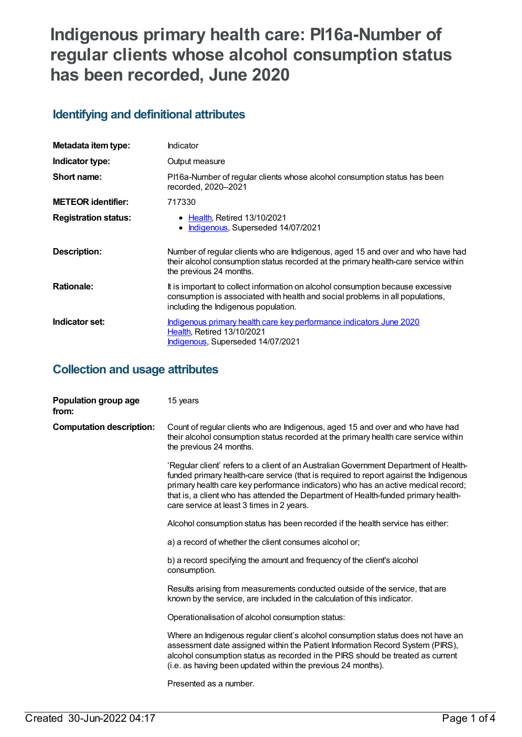# Indigenous primary health care: PI16a-Number of regular clients whose alcohol consumption status has been recorded, June 2020

## Identifying and definitional attributes

| | |
|---|---|
| **Metadata item type:** | Indicator |
| **Indicator type:** | Output measure |
| **Short name:** | PI16a-Number of regular clients whose alcohol consumption status has been recorded, 2020–2021 |
| **METEOR identifier:** | 717330 |
| **Registration status:** | • Health, Retired 13/10/2021<br>• Indigenous, Superseded 14/07/2021 |
| **Description:** | Number of regular clients who are Indigenous, aged 15 and over and who have had their alcohol consumption status recorded at the primary health-care service within the previous 24 months. |
| **Rationale:** | It is important to collect information on alcohol consumption because excessive consumption is associated with health and social problems in all populations, including the Indigenous population. |
| **Indicator set:** | Indigenous primary health care key performance indicators June 2020<br>Health, Retired 13/10/2021<br>Indigenous, Superseded 14/07/2021 |

## Collection and usage attributes

**Population group age from:** 15 years

**Computation description:**

Count of regular clients who are Indigenous, aged 15 and over and who have had their alcohol consumption status recorded at the primary health care service within the previous 24 months.

'Regular client' refers to a client of an Australian Government Department of Health-funded primary health-care service (that is required to report against the Indigenous primary health care key performance indicators) who has an active medical record; that is, a client who has attended the Department of Health-funded primary health-care service at least 3 times in 2 years.

Alcohol consumption status has been recorded if the health service has either:

a) a record of whether the client consumes alcohol or;

b) a record specifying the amount and frequency of the client's alcohol consumption.

Results arising from measurements conducted outside of the service, that are known by the service, are included in the calculation of this indicator.

Operationalisation of alcohol consumption status:

Where an Indigenous regular client's alcohol consumption status does not have an assessment date assigned within the Patient Information Record System (PIRS), alcohol consumption status as recorded in the PIRS should be treated as current (i.e. as having been updated within the previous 24 months).

Presented as a number.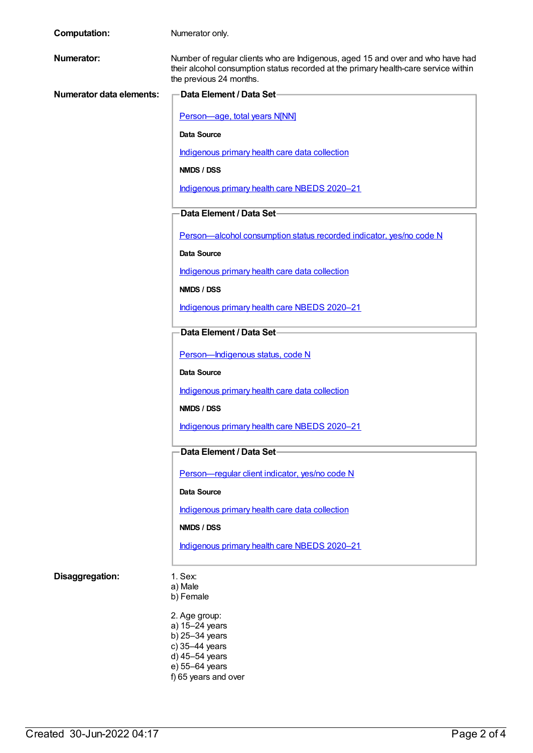**Computation:** Numerator only.

**Numerator:** Number of regular clients who are Indigenous, aged 15 and over and who have had their alcohol consumption status recorded at the primary health-care service within the previous 24 months.

**Numerator data elements:**

**Data Element / Data Set**

Person—age, total years N[NN]

**Data Source**

Indigenous primary health care data collection

**NMDS / DSS**

Indigenous primary health care NBEDS 2020–21

**Data Element / Data Set**

Person—alcohol consumption status recorded indicator, yes/no code N

**Data Source**

Indigenous primary health care data collection

**NMDS / DSS**

Indigenous primary health care NBEDS 2020–21

**Data Element / Data Set**

Person—Indigenous status, code N

**Data Source**

Indigenous primary health care data collection

**NMDS / DSS**

Indigenous primary health care NBEDS 2020–21

**Data Element / Data Set**

Person—regular client indicator, yes/no code N

**Data Source**

Indigenous primary health care data collection

**NMDS / DSS**

Indigenous primary health care NBEDS 2020–21

**Disaggregation:**

1. Sex:
a) Male
b) Female

2. Age group:
a) 15–24 years
b) 25–34 years
c) 35–44 years
d) 45–54 years
e) 55–64 years
f) 65 years and over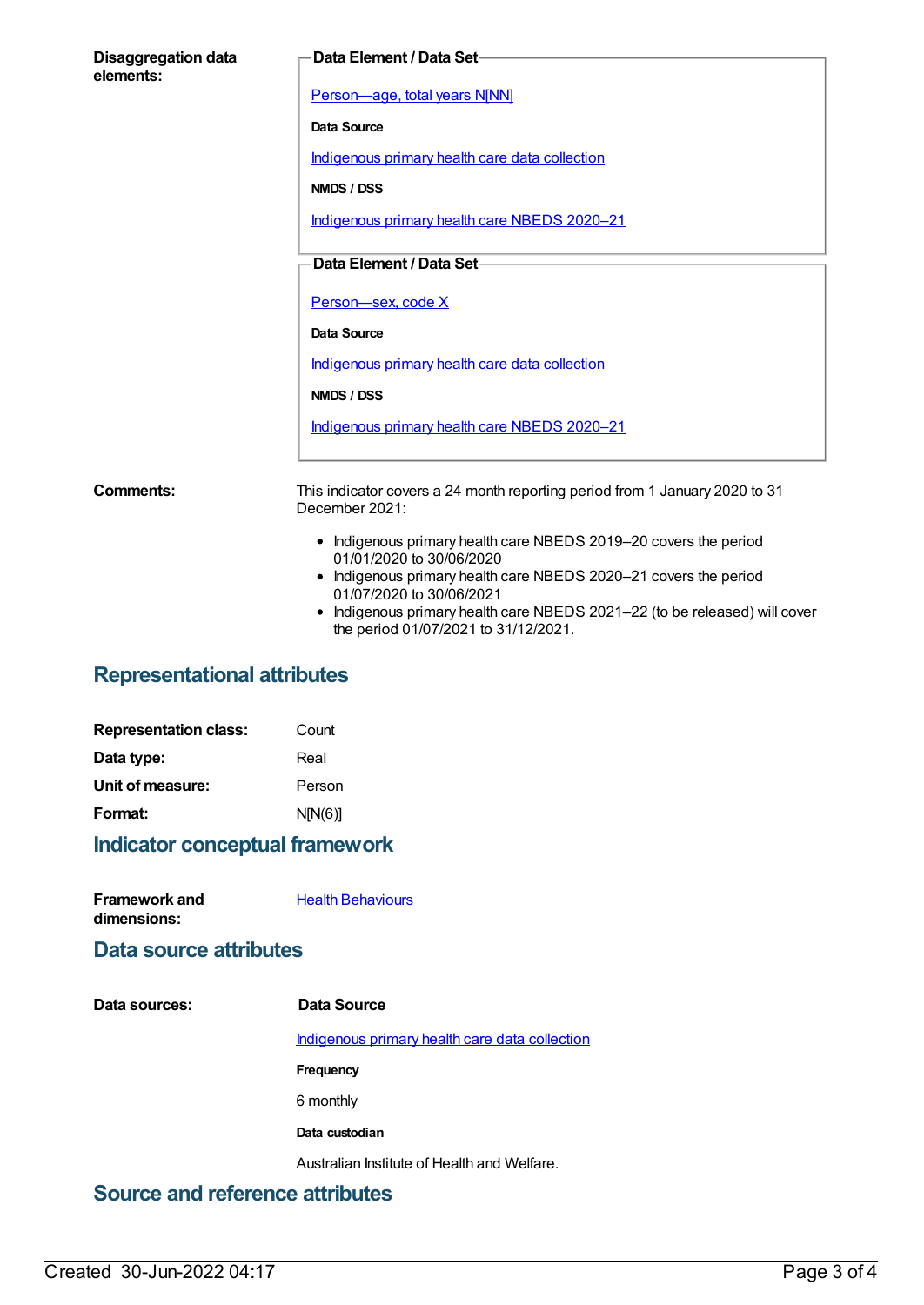**Disaggregation data elements:**

**Data Element / Data Set**

Person—age, total years N[NN]

**Data Source**

Indigenous primary health care data collection

**NMDS / DSS**

Indigenous primary health care NBEDS 2020–21

**Data Element / Data Set**

Person—sex, code X

**Data Source**

Indigenous primary health care data collection

**NMDS / DSS**

Indigenous primary health care NBEDS 2020–21

**Comments:**

This indicator covers a 24 month reporting period from 1 January 2020 to 31 December 2021:

- Indigenous primary health care NBEDS 2019–20 covers the period 01/01/2020 to 30/06/2020
- Indigenous primary health care NBEDS 2020–21 covers the period 01/07/2020 to 30/06/2021
- Indigenous primary health care NBEDS 2021–22 (to be released) will cover the period 01/07/2021 to 31/12/2021.

## Representational attributes

**Representation class:** Count

**Data type:** Real

**Unit of measure:** Person

**Format:** N[N(6)]

## Indicator conceptual framework

**Framework and dimensions:** Health Behaviours

## Data source attributes

**Data sources:**

**Data Source**

Indigenous primary health care data collection

**Frequency**

6 monthly

**Data custodian**

Australian Institute of Health and Welfare.

## Source and reference attributes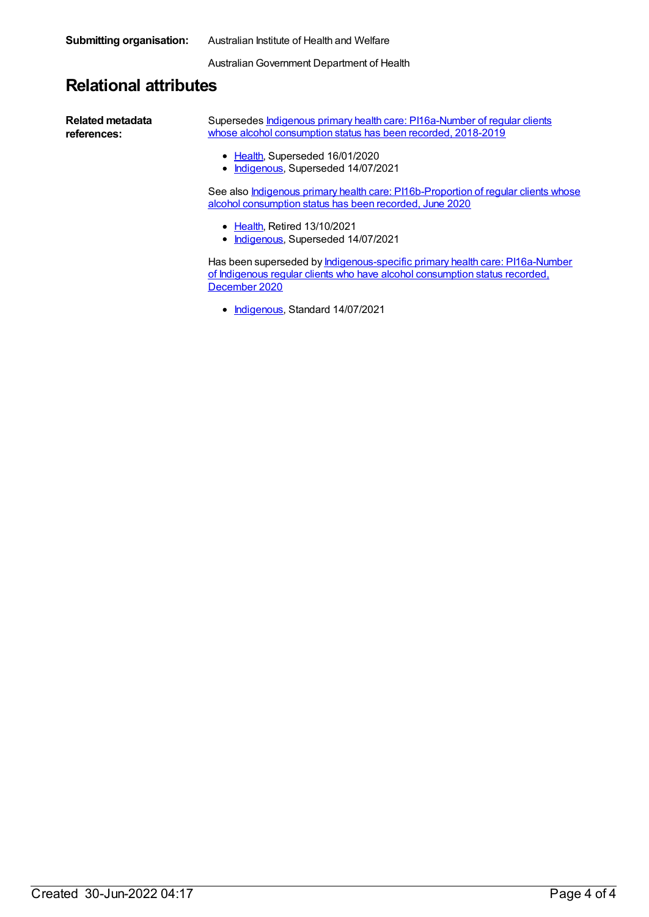**Submitting organisation:** Australian Institute of Health and Welfare

Australian Government Department of Health

## Relational attributes

**Related metadata references:**

Supersedes Indigenous primary health care: PI16a-Number of regular clients whose alcohol consumption status has been recorded, 2018-2019

- Health, Superseded 16/01/2020
- Indigenous, Superseded 14/07/2021

See also Indigenous primary health care: PI16b-Proportion of regular clients whose alcohol consumption status has been recorded, June 2020

- Health, Retired 13/10/2021
- Indigenous, Superseded 14/07/2021

Has been superseded by Indigenous-specific primary health care: PI16a-Number of Indigenous regular clients who have alcohol consumption status recorded, December 2020

- Indigenous, Standard 14/07/2021